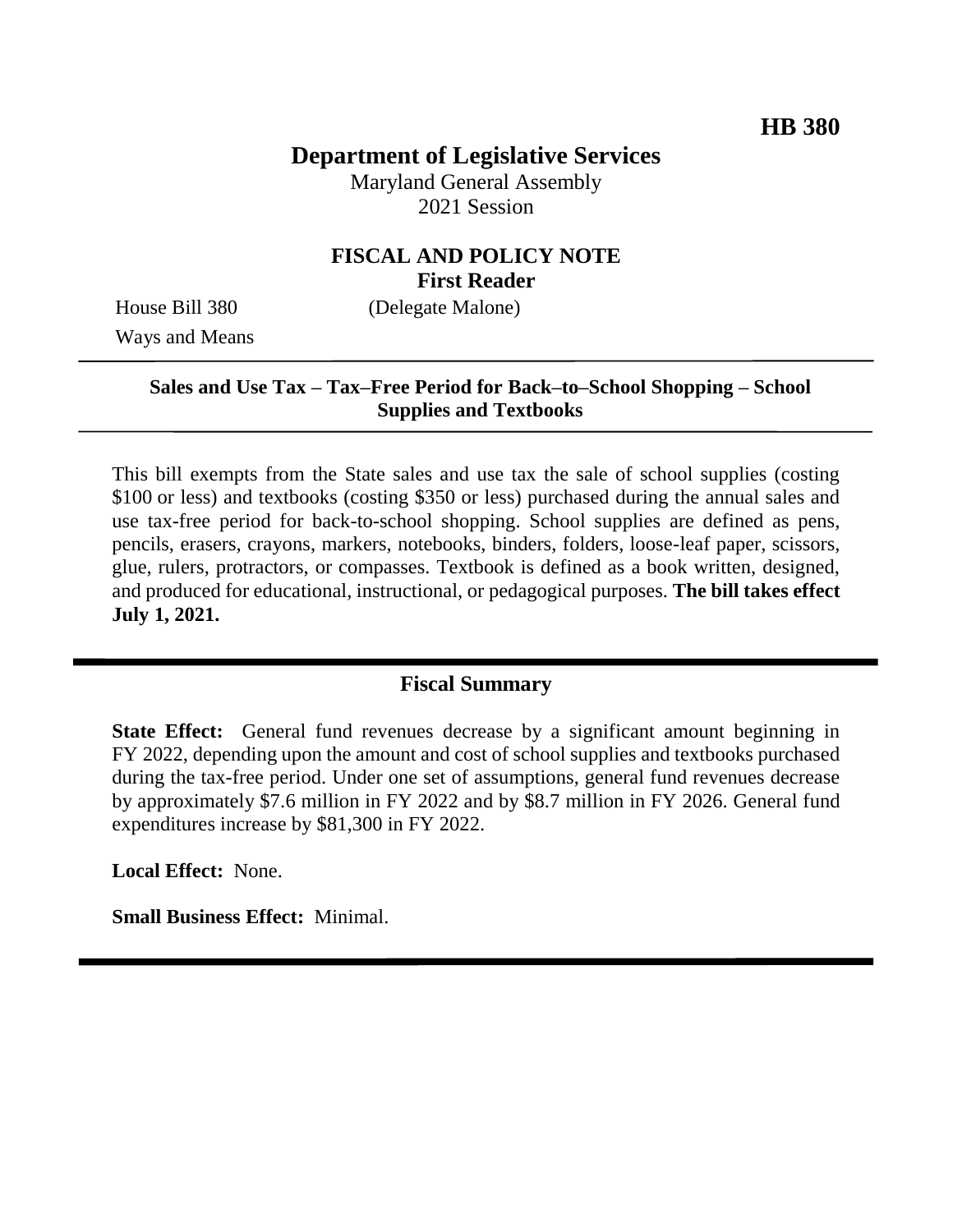**HB 380**

# Department of Legislative Services

Maryland General Assembly
2021 Session

## FISCAL AND POLICY NOTE
**First Reader**

House Bill 380 (Delegate Malone)
Ways and Means

---

**Sales and Use Tax – Tax–Free Period for Back–to–School Shopping – School Supplies and Textbooks**

---

This bill exempts from the State sales and use tax the sale of school supplies (costing $100 or less) and textbooks (costing $350 or less) purchased during the annual sales and use tax-free period for back-to-school shopping. School supplies are defined as pens, pencils, erasers, crayons, markers, notebooks, binders, folders, loose-leaf paper, scissors, glue, rulers, protractors, or compasses. Textbook is defined as a book written, designed, and produced for educational, instructional, or pedagogical purposes. **The bill takes effect July 1, 2021.**

---

## Fiscal Summary

**State Effect:** General fund revenues decrease by a significant amount beginning in FY 2022, depending upon the amount and cost of school supplies and textbooks purchased during the tax-free period. Under one set of assumptions, general fund revenues decrease by approximately $7.6 million in FY 2022 and by $8.7 million in FY 2026. General fund expenditures increase by $81,300 in FY 2022.

**Local Effect:** None.

**Small Business Effect:** Minimal.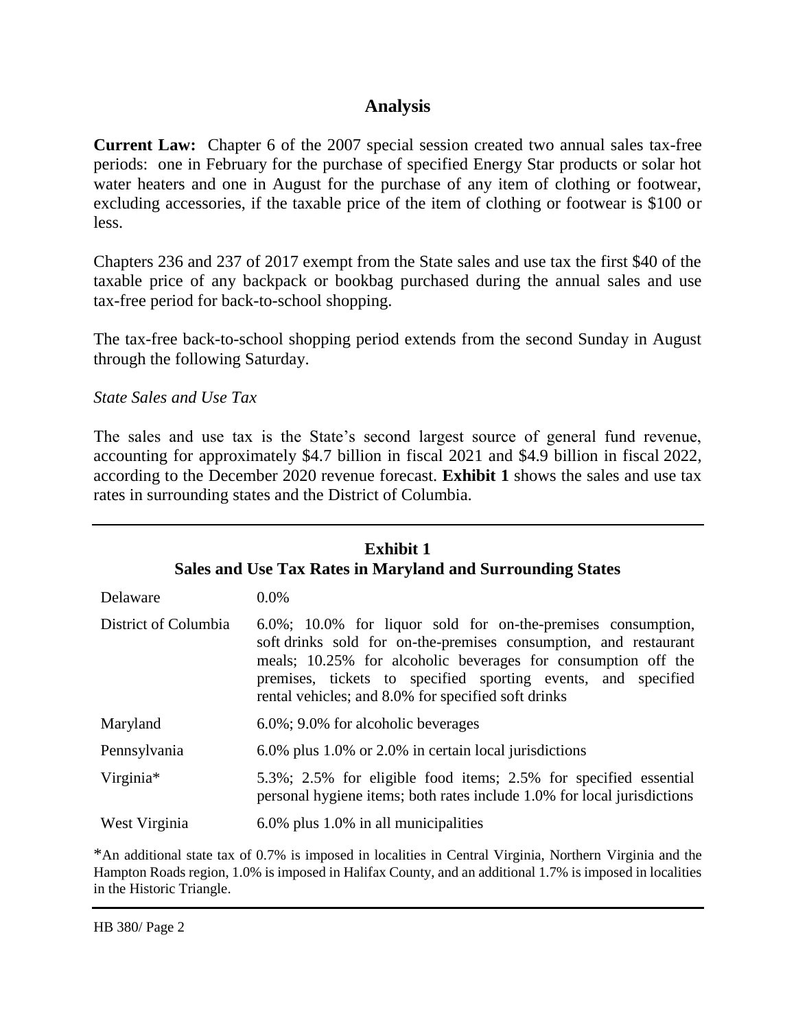## Analysis

**Current Law:** Chapter 6 of the 2007 special session created two annual sales tax-free periods: one in February for the purchase of specified Energy Star products or solar hot water heaters and one in August for the purchase of any item of clothing or footwear, excluding accessories, if the taxable price of the item of clothing or footwear is $100 or less.

Chapters 236 and 237 of 2017 exempt from the State sales and use tax the first $40 of the taxable price of any backpack or bookbag purchased during the annual sales and use tax-free period for back-to-school shopping.

The tax-free back-to-school shopping period extends from the second Sunday in August through the following Saturday.

*State Sales and Use Tax*

The sales and use tax is the State's second largest source of general fund revenue, accounting for approximately $4.7 billion in fiscal 2021 and $4.9 billion in fiscal 2022, according to the December 2020 revenue forecast. **Exhibit 1** shows the sales and use tax rates in surrounding states and the District of Columbia.

**Exhibit 1**
**Sales and Use Tax Rates in Maryland and Surrounding States**

| | |
|---|---|
| Delaware | 0.0% |
| District of Columbia | 6.0%; 10.0% for liquor sold for on-the-premises consumption, soft drinks sold for on-the-premises consumption, and restaurant meals; 10.25% for alcoholic beverages for consumption off the premises, tickets to specified sporting events, and specified rental vehicles; and 8.0% for specified soft drinks |
| Maryland | 6.0%; 9.0% for alcoholic beverages |
| Pennsylvania | 6.0% plus 1.0% or 2.0% in certain local jurisdictions |
| Virginia* | 5.3%; 2.5% for eligible food items; 2.5% for specified essential personal hygiene items; both rates include 1.0% for local jurisdictions |
| West Virginia | 6.0% plus 1.0% in all municipalities |

*An additional state tax of 0.7% is imposed in localities in Central Virginia, Northern Virginia and the Hampton Roads region, 1.0% is imposed in Halifax County, and an additional 1.7% is imposed in localities in the Historic Triangle.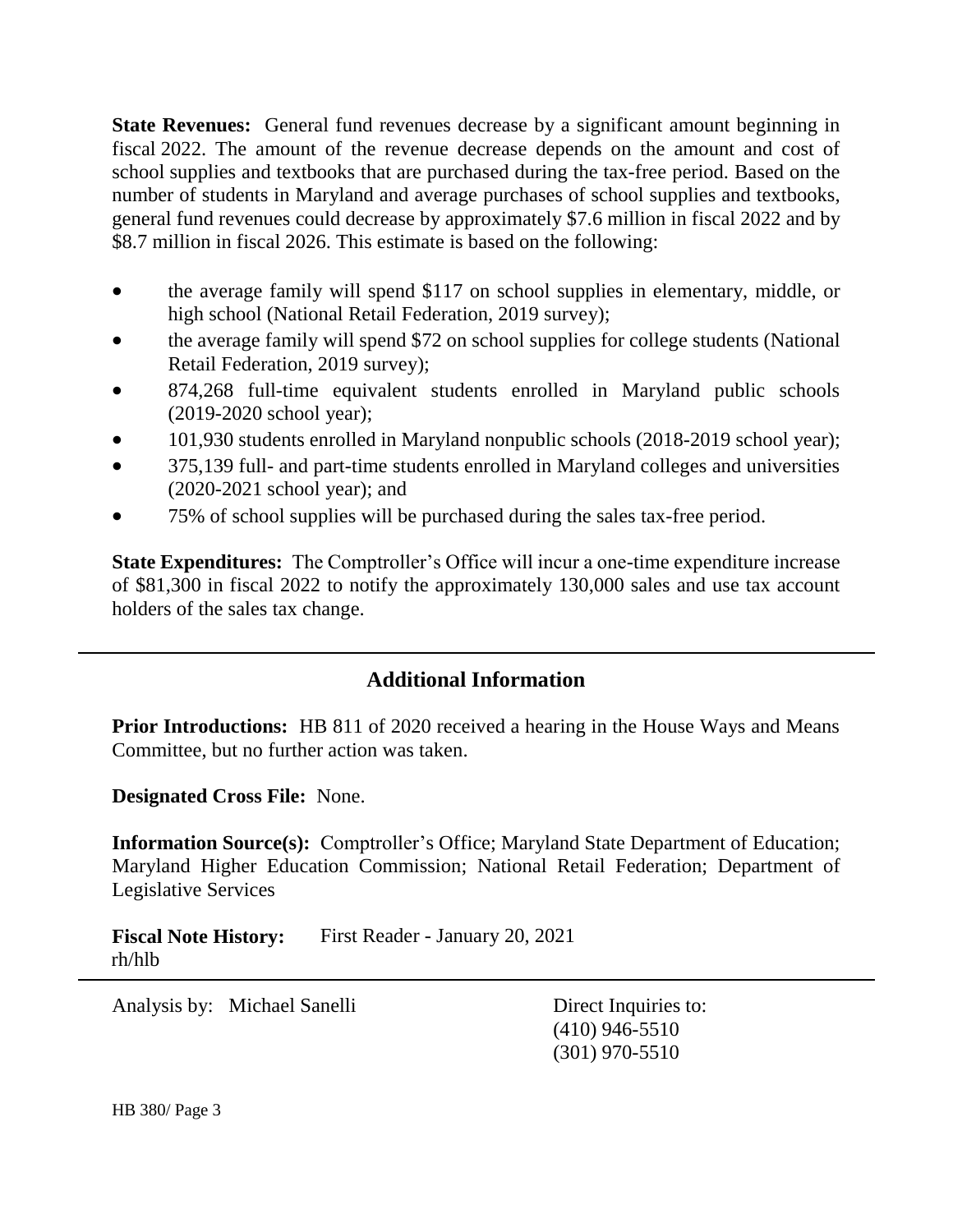**State Revenues:** General fund revenues decrease by a significant amount beginning in fiscal 2022. The amount of the revenue decrease depends on the amount and cost of school supplies and textbooks that are purchased during the tax-free period. Based on the number of students in Maryland and average purchases of school supplies and textbooks, general fund revenues could decrease by approximately $7.6 million in fiscal 2022 and by $8.7 million in fiscal 2026. This estimate is based on the following:

- the average family will spend $117 on school supplies in elementary, middle, or high school (National Retail Federation, 2019 survey);
- the average family will spend $72 on school supplies for college students (National Retail Federation, 2019 survey);
- 874,268 full-time equivalent students enrolled in Maryland public schools (2019-2020 school year);
- 101,930 students enrolled in Maryland nonpublic schools (2018-2019 school year);
- 375,139 full- and part-time students enrolled in Maryland colleges and universities (2020-2021 school year); and
- 75% of school supplies will be purchased during the sales tax-free period.

**State Expenditures:** The Comptroller's Office will incur a one-time expenditure increase of $81,300 in fiscal 2022 to notify the approximately 130,000 sales and use tax account holders of the sales tax change.

## Additional Information

**Prior Introductions:** HB 811 of 2020 received a hearing in the House Ways and Means Committee, but no further action was taken.

**Designated Cross File:** None.

**Information Source(s):** Comptroller's Office; Maryland State Department of Education; Maryland Higher Education Commission; National Retail Federation; Department of Legislative Services

**Fiscal Note History:** First Reader - January 20, 2021
rh/hlb

Analysis by: Michael Sanelli

Direct Inquiries to:
(410) 946-5510
(301) 970-5510